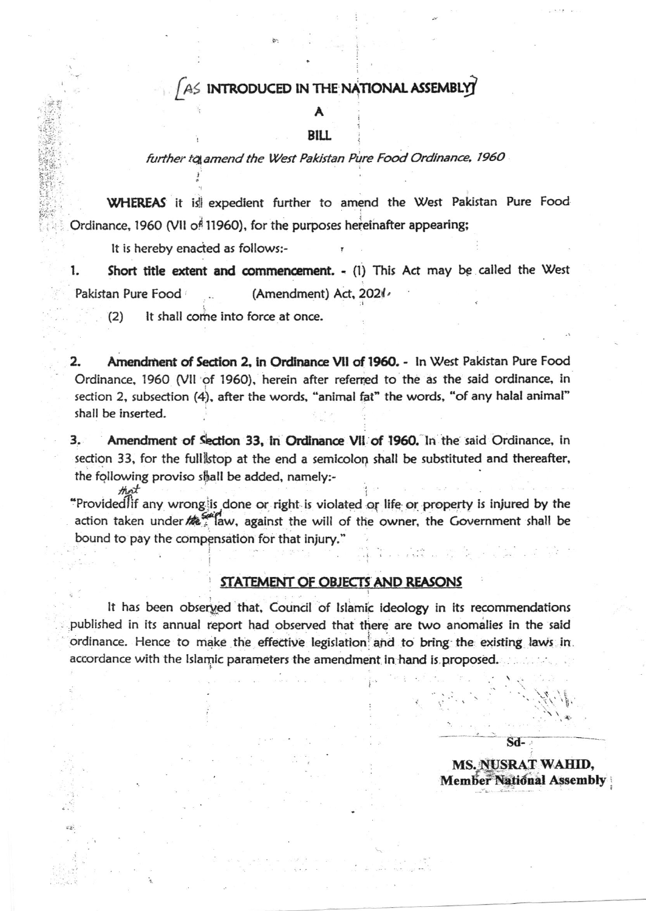[AS INTRODUCED IN THE NATIONAL ASSEMBLY]

# A

# BILL

*further to amend the West Pakistan Pure Food Ordinance, 1960*

**WHEREAS** it is expedient further to amend the West Pakistan Pure Food Ordinance, 1960 (VII of 11960), for the purposes hereinafter appearing;

It is hereby enacted as follows:-

1. **Short title extent and commencement.** - (1) This Act may be called the West Pakistan Pure Food (Amendment) Act, 2021.

   (2) It shall come into force at once.

2. **Amendment of Section 2, in Ordinance VII of 1960.** - In West Pakistan Pure Food Ordinance, 1960 (VII of 1960), herein after referred to the as the said ordinance, in section 2, subsection (4), after the words, "animal fat" the words, "of any halal animal" shall be inserted.

3. **Amendment of Section 33, in Ordinance VII of 1960.** In the said Ordinance, in section 33, for the full stop at the end a semicolon shall be substituted and thereafter, the following proviso shall be added, namely:-

"Provided that if any wrong is done or right is violated or life or property is injured by the action taken under said law, against the will of the owner, the Government shall be bound to pay the compensation for that injury."

## STATEMENT OF OBJECTS AND REASONS

It has been observed that, Council of Islamic ideology in its recommendations published in its annual report had observed that there are two anomalies in the said ordinance. Hence to make the effective legislation and to bring the existing laws in accordance with the Islamic parameters the amendment in hand is proposed.

Sd-

**MS. NUSRAT WAHID,**
**Member National Assembly**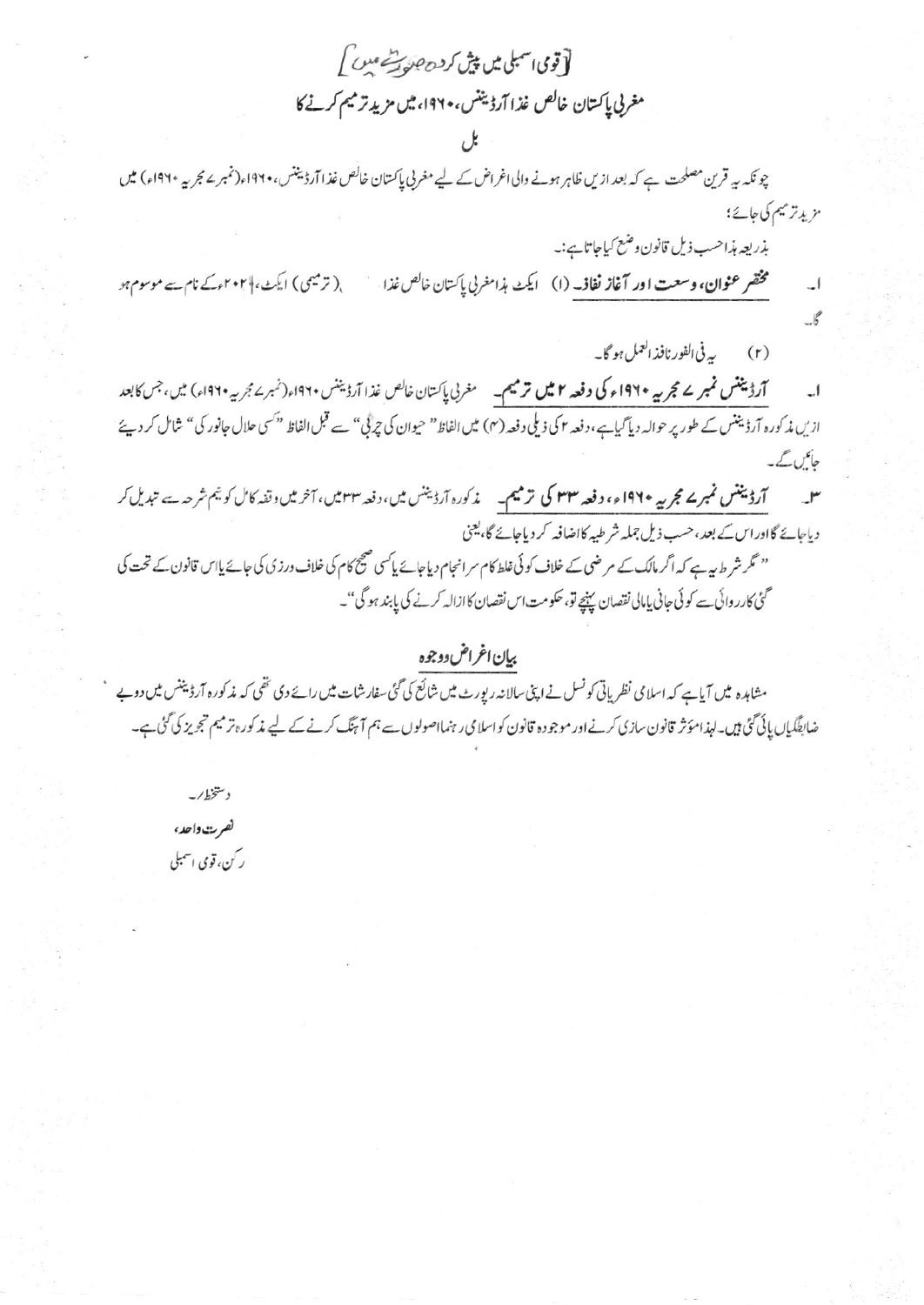[قومی اسمبلی میں پیش کردہ صورت میں]

# مغربی پاکستان خالص غذا آرڈیننس، ۱۹۶۰ء میں مزید ترمیم کرنے کا

## بل

چونکہ یہ قرین مصلحت ہے کہ بعد ازیں ظاہر ہونے والی اغراض کے لیے مغربی پاکستان خالص غذا آرڈیننس، ۱۹۶۰ء (نمبر ۷ مجریہ ۱۹۶۰ء) میں مزید ترمیم کی جائے؛

بذریعہ ہذا حسب ذیل قانون وضع کیا جاتا ہے:۔

۱۔ **مختصر عنوان، وسعت اور آغاز نفاذ۔** (۱) ایکٹ ہذا مغربی پاکستان خالص غذا (ترمیمی) ایکٹ، ۲۰۲۴ء کے نام سے موسوم ہو گا۔

(۲) یہ فی الفور نافذ العمل ہو گا۔

۲۔ **آرڈیننس نمبر ۷ مجریہ ۱۹۶۰ء کی دفعہ ۲ میں ترمیم۔** مغربی پاکستان خالص غذا آرڈیننس ۱۹۶۰ء (نمبر ۷ مجریہ ۱۹۶۰ء) میں، جس کا بعد ازیں مذکورہ آرڈیننس کے طور پر حوالہ دیا گیا ہے، دفعہ ۲ کی ذیلی دفعہ (۴) میں الفاظ "حیوان کی چربی" سے قبل الفاظ "کسی حلال جانور کی" شامل کر دیئے جائیں گے۔

۳۔ **آرڈیننس نمبر ۷ مجریہ ۱۹۶۰ء، دفعہ ۳۳ کی ترمیم۔** مذکورہ آرڈیننس میں، دفعہ ۳۳ میں، آخر میں وقفہ کامل کو نیم شرحہ سے تبدیل کر دیا جائے گا اور اس کے بعد، حسب ذیل جملہ شرطیہ کا اضافہ کر دیا جائے گا، یعنی

"مگر شرط یہ ہے کہ اگر مالک کے مرضی کے خلاف کوئی غلط کام سرانجام دیا جائے یا کسی صحیح کام کی خلاف ورزی کی جائے یا اس قانون کے تحت کی گئی کارروائی سے کوئی جانی یا مالی نقصان پہنچے تو، حکومت اس نقصان کا ازالہ کرنے کی پابند ہو گی"۔

## بیان اغراض و وجوہ

مشاہدہ میں آیا ہے کہ اسلامی نظریاتی کونسل نے اپنی سالانہ رپورٹ میں شائع کی گئی سفارشات میں رائے دی تھی کہ مذکورہ آرڈیننس میں دو بے ضابطگیاں پائی گئی ہیں۔ لہٰذا موثر قانون سازی کرنے اور موجودہ قانون کو اسلامی رہنما اصولوں سے ہم آہنگ کرنے کے لیے مذکورہ ترمیم تجویز کی گئی ہے۔

دستخط/۔

نصرت واحد،

رکن، قومی اسمبلی